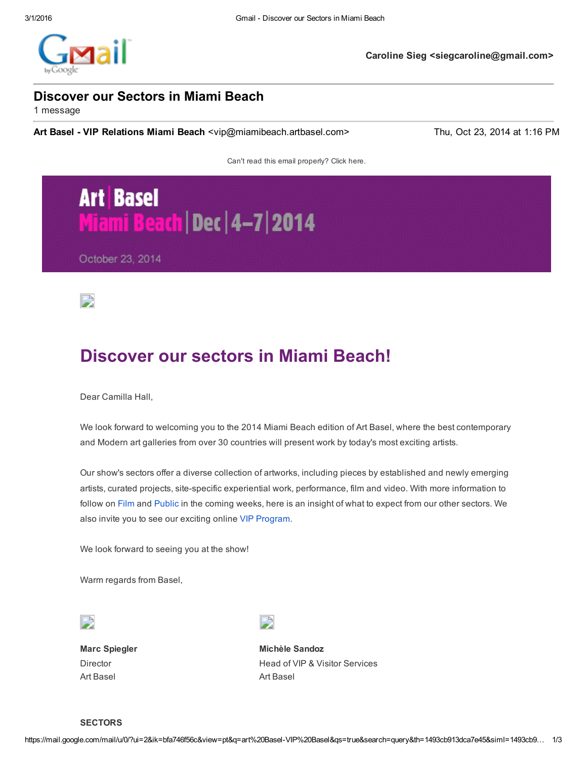Caroline Sieg <siegcaroline@gmail.com>

# Discover our Sectors in Miami Beach

1 message

**Art Basel - VIP Relations Miami Beach** <vip@miamibeach.artbasel.com> Thu, Oct 23, 2014 at 1:16 PM

Can't read this email properly? Click here.

Art | Basel
Miami Beach | Dec | 4–7 | 2014

October 23, 2014

## Discover our sectors in Miami Beach!

Dear Camilla Hall,

We look forward to welcoming you to the 2014 Miami Beach edition of Art Basel, where the best contemporary and Modern art galleries from over 30 countries will present work by today's most exciting artists.

Our show's sectors offer a diverse collection of artworks, including pieces by established and newly emerging artists, curated projects, site-specific experiential work, performance, film and video. With more information to follow on Film and Public in the coming weeks, here is an insight of what to expect from our other sectors. We also invite you to see our exciting online VIP Program.

We look forward to seeing you at the show!

Warm regards from Basel,

**Marc Spiegler**
Director
Art Basel

**Michèle Sandoz**
Head of VIP & Visitor Services
Art Basel

**SECTORS**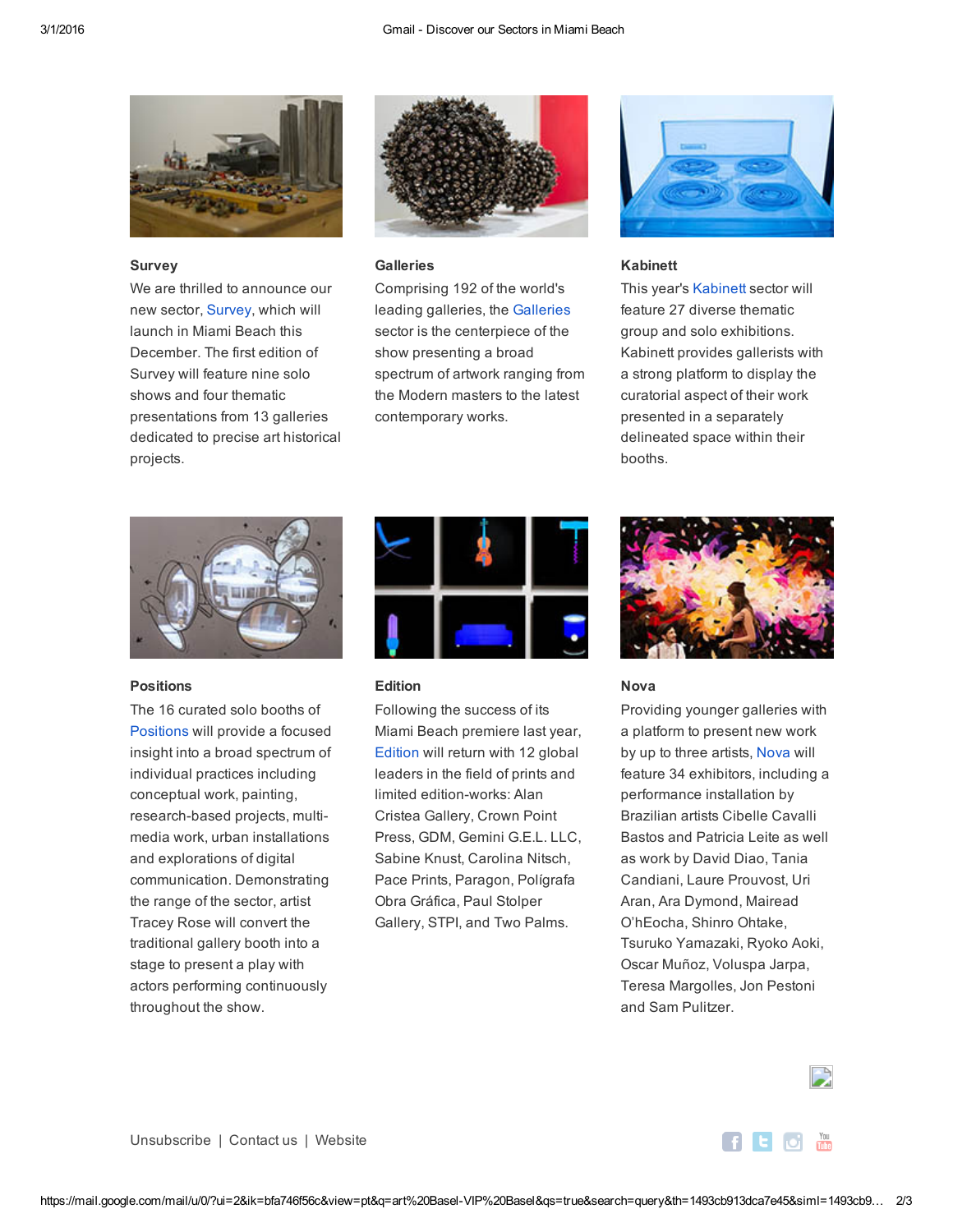### Survey

We are thrilled to announce our new sector, Survey, which will launch in Miami Beach this December. The first edition of Survey will feature nine solo shows and four thematic presentations from 13 galleries dedicated to precise art historical projects.

### Galleries

Comprising 192 of the world's leading galleries, the Galleries sector is the centerpiece of the show presenting a broad spectrum of artwork ranging from the Modern masters to the latest contemporary works.

### Kabinett

This year's Kabinett sector will feature 27 diverse thematic group and solo exhibitions. Kabinett provides gallerists with a strong platform to display the curatorial aspect of their work presented in a separately delineated space within their booths.

### Positions

The 16 curated solo booths of Positions will provide a focused insight into a broad spectrum of individual practices including conceptual work, painting, research-based projects, multi-media work, urban installations and explorations of digital communication. Demonstrating the range of the sector, artist Tracey Rose will convert the traditional gallery booth into a stage to present a play with actors performing continuously throughout the show.

### Edition

Following the success of its Miami Beach premiere last year, Edition will return with 12 global leaders in the field of prints and limited edition-works: Alan Cristea Gallery, Crown Point Press, GDM, Gemini G.E.L. LLC, Sabine Knust, Carolina Nitsch, Pace Prints, Paragon, Polígrafa Obra Gráfica, Paul Stolper Gallery, STPI, and Two Palms.

### Nova

Providing younger galleries with a platform to present new work by up to three artists, Nova will feature 34 exhibitors, including a performance installation by Brazilian artists Cibelle Cavalli Bastos and Patricia Leite as well as work by David Diao, Tania Candiani, Laure Prouvost, Uri Aran, Ara Dymond, Mairead O'hEocha, Shinro Ohtake, Tsuruko Yamazaki, Ryoko Aoki, Oscar Muñoz, Voluspa Jarpa, Teresa Margolles, Jon Pestoni and Sam Pulitzer.

Unsubscribe | Contact us | Website